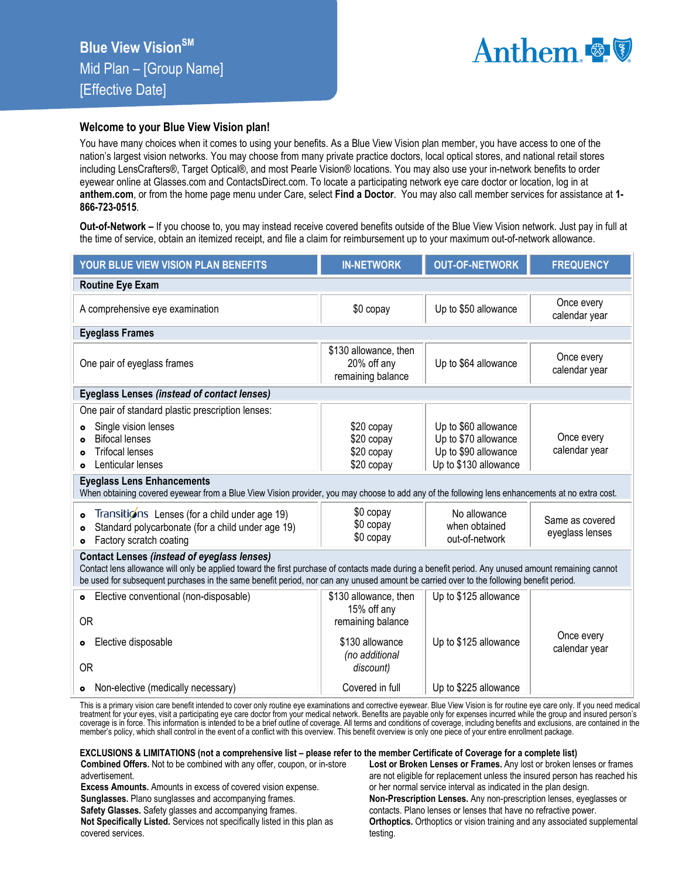# Blue View Vision[SM]

## Mid Plan – [Group Name]

## [Effective Date]

Anthem

### Welcome to your Blue View Vision plan!

You have many choices when it comes to using your benefits. As a Blue View Vision plan member, you have access to one of the nation's largest vision networks. You may choose from many private practice doctors, local optical stores, and national retail stores including LensCrafters®, Target Optical®, and most Pearle Vision® locations. You may also use your in-network benefits to order eyewear online at Glasses.com and ContactsDirect.com. To locate a participating network eye care doctor or location, log in at **anthem.com**, or from the home page menu under Care, select **Find a Doctor**. You may also call member services for assistance at **1-866-723-0515**.

**Out-of-Network –** If you choose to, you may instead receive covered benefits outside of the Blue View Vision network. Just pay in full at the time of service, obtain an itemized receipt, and file a claim for reimbursement up to your maximum out-of-network allowance.

| YOUR BLUE VIEW VISION PLAN BENEFITS | IN-NETWORK | OUT-OF-NETWORK | FREQUENCY |
|---|---|---|---|
| **Routine Eye Exam** | | | |
| A comprehensive eye examination | $0 copay | Up to $50 allowance | Once every calendar year |
| **Eyeglass Frames** | | | |
| One pair of eyeglass frames | $130 allowance, then 20% off any remaining balance | Up to $64 allowance | Once every calendar year |
| **Eyeglass Lenses *(instead of contact lenses)*** | | | |
| One pair of standard plastic prescription lenses: | | | |
| • Single vision lenses | $20 copay | Up to $60 allowance | Once every calendar year |
| • Bifocal lenses | $20 copay | Up to $70 allowance | Once every calendar year |
| • Trifocal lenses | $20 copay | Up to $90 allowance | Once every calendar year |
| • Lenticular lenses | $20 copay | Up to $130 allowance | Once every calendar year |
| **Eyeglass Lens Enhancements** When obtaining covered eyewear from a Blue View Vision provider, you may choose to add any of the following lens enhancements at no extra cost. | | | |
| • Transitions Lenses (for a child under age 19) | $0 copay | No allowance when obtained out-of-network | Same as covered eyeglass lenses |
| • Standard polycarbonate (for a child under age 19) | $0 copay | No allowance when obtained out-of-network | Same as covered eyeglass lenses |
| • Factory scratch coating | $0 copay | No allowance when obtained out-of-network | Same as covered eyeglass lenses |
| **Contact Lenses *(instead of eyeglass lenses)*** Contact lens allowance will only be applied toward the first purchase of contacts made during a benefit period. Any unused amount remaining cannot be used for subsequent purchases in the same benefit period, nor can any unused amount be carried over to the following benefit period. | | | |
| • Elective conventional (non-disposable) | $130 allowance, then 15% off any remaining balance | Up to $125 allowance | Once every calendar year |
| OR | | | |
| • Elective disposable | $130 allowance *(no additional discount)* | Up to $125 allowance | Once every calendar year |
| OR | | | |
| • Non-elective (medically necessary) | Covered in full | Up to $225 allowance | Once every calendar year |

This is a primary vision care benefit intended to cover only routine eye examinations and corrective eyewear. Blue View Vision is for routine eye care only. If you need medical treatment for your eyes, visit a participating eye care doctor from your medical network. Benefits are payable only for expenses incurred while the group and insured person's coverage is in force. This information is intended to be a brief outline of coverage. All terms and conditions of coverage, including benefits and exclusions, are contained in the member's policy, which shall control in the event of a conflict with this overview. This benefit overview is only one piece of your entire enrollment package.

**EXCLUSIONS & LIMITATIONS (not a comprehensive list – please refer to the member Certificate of Coverage for a complete list)**

**Combined Offers.** Not to be combined with any offer, coupon, or in-store advertisement.
**Excess Amounts.** Amounts in excess of covered vision expense.
**Sunglasses.** Plano sunglasses and accompanying frames.
**Safety Glasses.** Safety glasses and accompanying frames.
**Not Specifically Listed.** Services not specifically listed in this plan as covered services.
**Lost or Broken Lenses or Frames.** Any lost or broken lenses or frames are not eligible for replacement unless the insured person has reached his or her normal service interval as indicated in the plan design.
**Non-Prescription Lenses.** Any non-prescription lenses, eyeglasses or contacts. Plano lenses or lenses that have no refractive power.
**Orthoptics.** Orthoptics or vision training and any associated supplemental testing.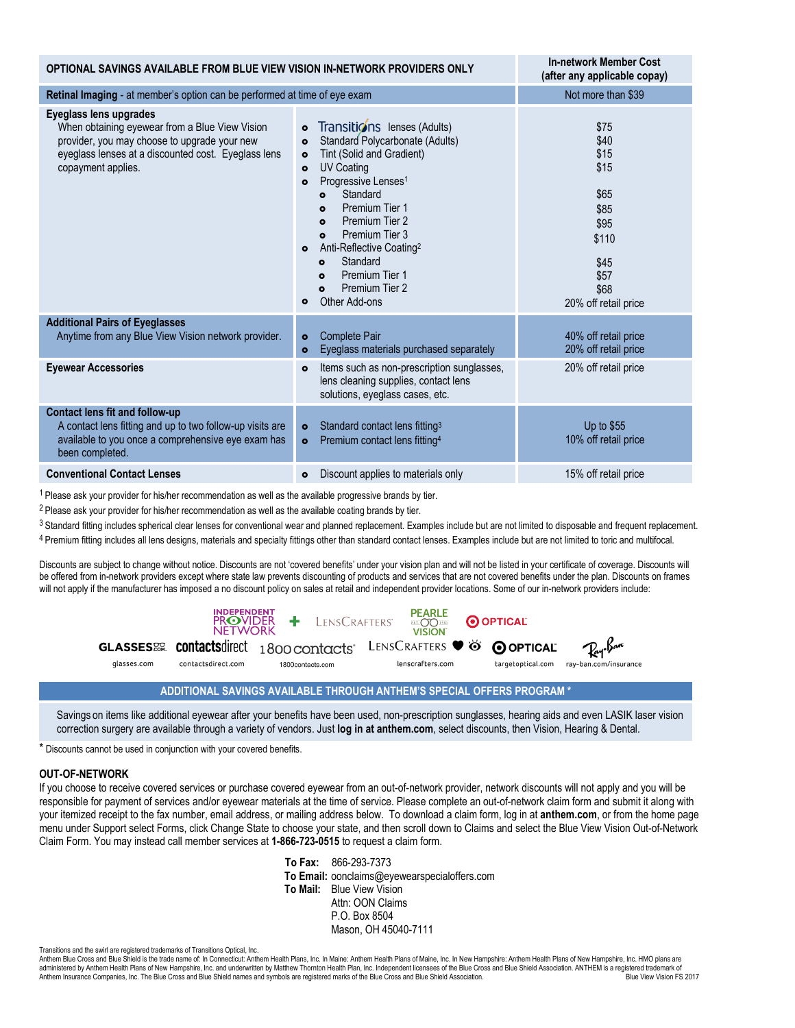| OPTIONAL SAVINGS AVAILABLE FROM BLUE VIEW VISION IN-NETWORK PROVIDERS ONLY | | In-network Member Cost (after any applicable copay) |
|---|---|---|
| **Retinal Imaging** - at member's option can be performed at time of eye exam | | Not more than $39 |
| **Eyeglass lens upgrades**<br>When obtaining eyewear from a Blue View Vision provider, you may choose to upgrade your new eyeglass lenses at a discounted cost. Eyeglass lens copayment applies. | Transitions lenses (Adults) | $75 |
| | Standard Polycarbonate (Adults) | $40 |
| | Tint (Solid and Gradient) | $15 |
| | UV Coating | $15 |
| | Progressive Lenses[1] | |
| | Standard | $65 |
| | Premium Tier 1 | $85 |
| | Premium Tier 2 | $95 |
| | Premium Tier 3 | $110 |
| | Anti-Reflective Coating[2] | |
| | Standard | $45 |
| | Premium Tier 1 | $57 |
| | Premium Tier 2 | $68 |
| | Other Add-ons | 20% off retail price |
| **Additional Pairs of Eyeglasses**<br>Anytime from any Blue View Vision network provider. | Complete Pair | 40% off retail price |
| | Eyeglass materials purchased separately | 20% off retail price |
| **Eyewear Accessories** | Items such as non-prescription sunglasses, lens cleaning supplies, contact lens solutions, eyeglass cases, etc. | 20% off retail price |
| **Contact lens fit and follow-up**<br>A contact lens fitting and up to two follow-up visits are available to you once a comprehensive eye exam has been completed. | Standard contact lens fitting[3] | Up to $55 |
| | Premium contact lens fitting[4] | 10% off retail price |
| **Conventional Contact Lenses** | Discount applies to materials only | 15% off retail price |

[1] Please ask your provider for his/her recommendation as well as the available progressive brands by tier.

[2] Please ask your provider for his/her recommendation as well as the available coating brands by tier.

[3] Standard fitting includes spherical clear lenses for conventional wear and planned replacement. Examples include but are not limited to disposable and frequent replacement.

[4] Premium fitting includes all lens designs, materials and specialty fittings other than standard contact lenses. Examples include but are not limited to toric and multifocal.

Discounts are subject to change without notice. Discounts are not 'covered benefits' under your vision plan and will not be listed in your certificate of coverage. Discounts will be offered from in-network providers except where state law prevents discounting of products and services that are not covered benefits under the plan. Discounts on frames will not apply if the manufacturer has imposed a no discount policy on sales at retail and independent provider locations. Some of our in-network providers include:

INDEPENDENT PROVIDER NETWORK + LENSCRAFTERS PEARLE VISION OPTICAL

GLASSES.COM contactsdirect 1800contacts LENSCRAFTERS OPTICAL Ray-Ban

glasses.com contactsdirect.com 1800contacts.com lenscrafters.com targetoptical.com ray-ban.com/insurance

## ADDITIONAL SAVINGS AVAILABLE THROUGH ANTHEM'S SPECIAL OFFERS PROGRAM *

Savings on items like additional eyewear after your benefits have been used, non-prescription sunglasses, hearing aids and even LASIK laser vision correction surgery are available through a variety of vendors. Just **log in at anthem.com**, select discounts, then Vision, Hearing & Dental.

* Discounts cannot be used in conjunction with your covered benefits.

**OUT-OF-NETWORK**

If you choose to receive covered services or purchase covered eyewear from an out-of-network provider, network discounts will not apply and you will be responsible for payment of services and/or eyewear materials at the time of service. Please complete an out-of-network claim form and submit it along with your itemized receipt to the fax number, email address, or mailing address below. To download a claim form, log in at **anthem.com**, or from the home page menu under Support select Forms, click Change State to choose your state, and then scroll down to Claims and select the Blue View Vision Out-of-Network Claim Form. You may instead call member services at **1-866-723-0515** to request a claim form.

**To Fax:** 866-293-7373
**To Email:** oonclaims@eyewearspecialoffers.com
**To Mail:** Blue View Vision
Attn: OON Claims
P.O. Box 8504
Mason, OH 45040-7111

Transitions and the swirl are registered trademarks of Transitions Optical, Inc.
Anthem Blue Cross and Blue Shield is the trade name of: In Connecticut: Anthem Health Plans, Inc. In Maine: Anthem Health Plans of Maine, Inc. In New Hampshire: Anthem Health Plans of New Hampshire, Inc. HMO plans are administered by Anthem Health Plans of New Hampshire, Inc. and underwritten by Matthew Thornton Health Plan, Inc. Independent licensees of the Blue Cross and Blue Shield Association. ANTHEM is a registered trademark of Anthem Insurance Companies, Inc. The Blue Cross and Blue Shield names and symbols are registered marks of the Blue Cross and Blue Shield Association. Blue View Vision FS 2017